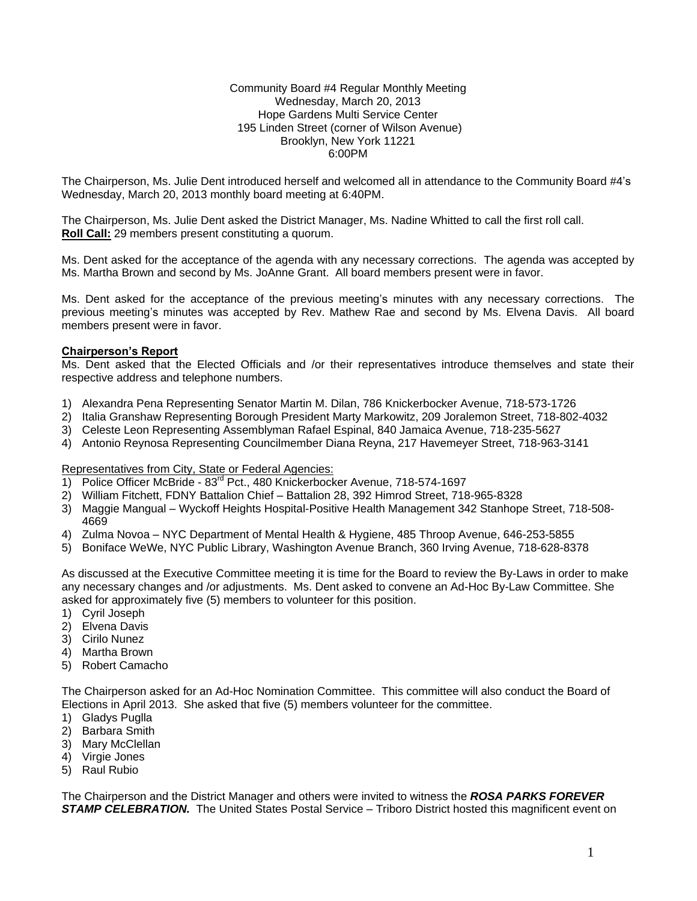Community Board #4 Regular Monthly Meeting
Wednesday, March 20, 2013
Hope Gardens Multi Service Center
195 Linden Street (corner of Wilson Avenue)
Brooklyn, New York 11221
6:00PM

The Chairperson, Ms. Julie Dent introduced herself and welcomed all in attendance to the Community Board #4's Wednesday, March 20, 2013 monthly board meeting at 6:40PM.

The Chairperson, Ms. Julie Dent asked the District Manager, Ms. Nadine Whitted to call the first roll call.
**Roll Call:** 29 members present constituting a quorum.

Ms. Dent asked for the acceptance of the agenda with any necessary corrections. The agenda was accepted by Ms. Martha Brown and second by Ms. JoAnne Grant. All board members present were in favor.

Ms. Dent asked for the acceptance of the previous meeting's minutes with any necessary corrections. The previous meeting's minutes was accepted by Rev. Mathew Rae and second by Ms. Elvena Davis. All board members present were in favor.

**Chairperson's Report**

Ms. Dent asked that the Elected Officials and /or their representatives introduce themselves and state their respective address and telephone numbers.

1) Alexandra Pena Representing Senator Martin M. Dilan, 786 Knickerbocker Avenue, 718-573-1726
2) Italia Granshaw Representing Borough President Marty Markowitz, 209 Joralemon Street, 718-802-4032
3) Celeste Leon Representing Assemblyman Rafael Espinal, 840 Jamaica Avenue, 718-235-5627
4) Antonio Reynosa Representing Councilmember Diana Reyna, 217 Havemeyer Street, 718-963-3141

Representatives from City, State or Federal Agencies:

1) Police Officer McBride - 83rd Pct., 480 Knickerbocker Avenue, 718-574-1697
2) William Fitchett, FDNY Battalion Chief – Battalion 28, 392 Himrod Street, 718-965-8328
3) Maggie Mangual – Wyckoff Heights Hospital-Positive Health Management 342 Stanhope Street, 718-508-4669
4) Zulma Novoa – NYC Department of Mental Health & Hygiene, 485 Throop Avenue, 646-253-5855
5) Boniface WeWe, NYC Public Library, Washington Avenue Branch, 360 Irving Avenue, 718-628-8378

As discussed at the Executive Committee meeting it is time for the Board to review the By-Laws in order to make any necessary changes and /or adjustments. Ms. Dent asked to convene an Ad-Hoc By-Law Committee. She asked for approximately five (5) members to volunteer for this position.

1) Cyril Joseph
2) Elvena Davis
3) Cirilo Nunez
4) Martha Brown
5) Robert Camacho

The Chairperson asked for an Ad-Hoc Nomination Committee. This committee will also conduct the Board of Elections in April 2013. She asked that five (5) members volunteer for the committee.

1) Gladys Puglla
2) Barbara Smith
3) Mary McClellan
4) Virgie Jones
5) Raul Rubio

The Chairperson and the District Manager and others were invited to witness the ***ROSA PARKS FOREVER STAMP CELEBRATION.*** The United States Postal Service – Triboro District hosted this magnificent event on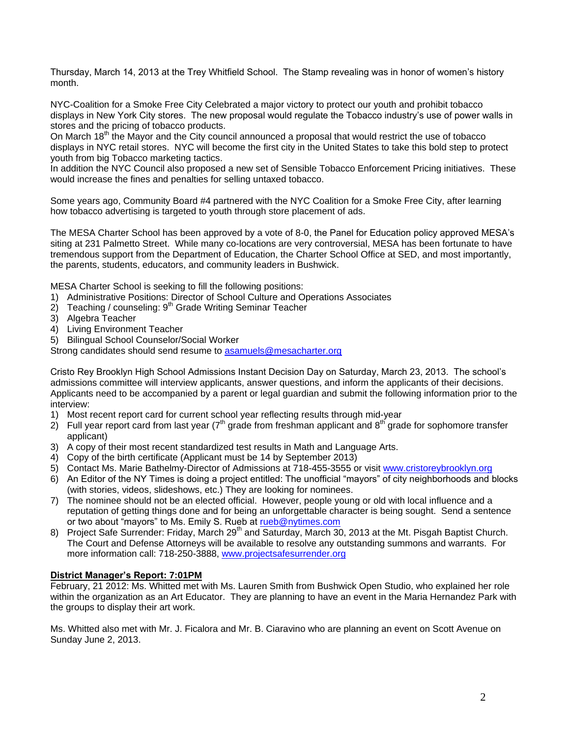Thursday, March 14, 2013 at the Trey Whitfield School. The Stamp revealing was in honor of women's history month.

NYC-Coalition for a Smoke Free City Celebrated a major victory to protect our youth and prohibit tobacco displays in New York City stores. The new proposal would regulate the Tobacco industry's use of power walls in stores and the pricing of tobacco products.
On March 18th the Mayor and the City council announced a proposal that would restrict the use of tobacco displays in NYC retail stores. NYC will become the first city in the United States to take this bold step to protect youth from big Tobacco marketing tactics.
In addition the NYC Council also proposed a new set of Sensible Tobacco Enforcement Pricing initiatives. These would increase the fines and penalties for selling untaxed tobacco.

Some years ago, Community Board #4 partnered with the NYC Coalition for a Smoke Free City, after learning how tobacco advertising is targeted to youth through store placement of ads.

The MESA Charter School has been approved by a vote of 8-0, the Panel for Education policy approved MESA's siting at 231 Palmetto Street. While many co-locations are very controversial, MESA has been fortunate to have tremendous support from the Department of Education, the Charter School Office at SED, and most importantly, the parents, students, educators, and community leaders in Bushwick.

MESA Charter School is seeking to fill the following positions:
1) Administrative Positions: Director of School Culture and Operations Associates
2) Teaching / counseling: 9th Grade Writing Seminar Teacher
3) Algebra Teacher
4) Living Environment Teacher
5) Bilingual School Counselor/Social Worker

Strong candidates should send resume to asamuels@mesacharter.org

Cristo Rey Brooklyn High School Admissions Instant Decision Day on Saturday, March 23, 2013. The school's admissions committee will interview applicants, answer questions, and inform the applicants of their decisions. Applicants need to be accompanied by a parent or legal guardian and submit the following information prior to the interview:
1) Most recent report card for current school year reflecting results through mid-year
2) Full year report card from last year (7th grade from freshman applicant and 8th grade for sophomore transfer applicant)
3) A copy of their most recent standardized test results in Math and Language Arts.
4) Copy of the birth certificate (Applicant must be 14 by September 2013)
5) Contact Ms. Marie Bathelmy-Director of Admissions at 718-455-3555 or visit www.cristoreybrooklyn.org
6) An Editor of the NY Times is doing a project entitled: The unofficial "mayors" of city neighborhoods and blocks (with stories, videos, slideshows, etc.) They are looking for nominees.
7) The nominee should not be an elected official. However, people young or old with local influence and a reputation of getting things done and for being an unforgettable character is being sought. Send a sentence or two about "mayors" to Ms. Emily S. Rueb at rueb@nytimes.com
8) Project Safe Surrender: Friday, March 29th and Saturday, March 30, 2013 at the Mt. Pisgah Baptist Church. The Court and Defense Attorneys will be available to resolve any outstanding summons and warrants. For more information call: 718-250-3888, www.projectsafesurrender.org

**District Manager's Report: 7:01PM**

February, 21 2012: Ms. Whitted met with Ms. Lauren Smith from Bushwick Open Studio, who explained her role within the organization as an Art Educator. They are planning to have an event in the Maria Hernandez Park with the groups to display their art work.

Ms. Whitted also met with Mr. J. Ficalora and Mr. B. Ciaravino who are planning an event on Scott Avenue on Sunday June 2, 2013.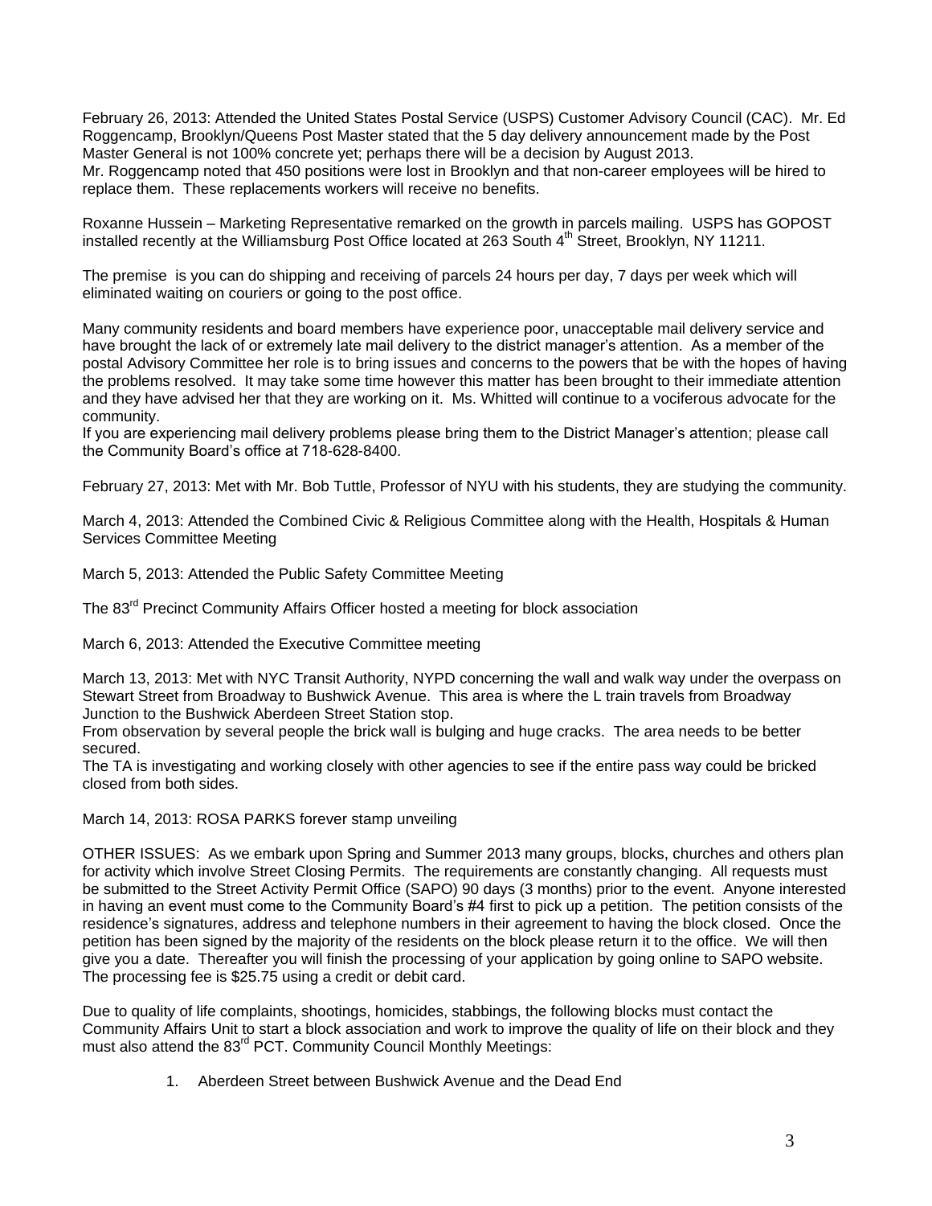February 26, 2013: Attended the United States Postal Service (USPS) Customer Advisory Council (CAC). Mr. Ed Roggencamp, Brooklyn/Queens Post Master stated that the 5 day delivery announcement made by the Post Master General is not 100% concrete yet; perhaps there will be a decision by August 2013.
Mr. Roggencamp noted that 450 positions were lost in Brooklyn and that non-career employees will be hired to replace them. These replacements workers will receive no benefits.

Roxanne Hussein – Marketing Representative remarked on the growth in parcels mailing. USPS has GOPOST installed recently at the Williamsburg Post Office located at 263 South 4th Street, Brooklyn, NY 11211.

The premise is you can do shipping and receiving of parcels 24 hours per day, 7 days per week which will eliminated waiting on couriers or going to the post office.

Many community residents and board members have experience poor, unacceptable mail delivery service and have brought the lack of or extremely late mail delivery to the district manager's attention. As a member of the postal Advisory Committee her role is to bring issues and concerns to the powers that be with the hopes of having the problems resolved. It may take some time however this matter has been brought to their immediate attention and they have advised her that they are working on it. Ms. Whitted will continue to a vociferous advocate for the community.
If you are experiencing mail delivery problems please bring them to the District Manager's attention; please call the Community Board's office at 718-628-8400.

February 27, 2013: Met with Mr. Bob Tuttle, Professor of NYU with his students, they are studying the community.

March 4, 2013: Attended the Combined Civic & Religious Committee along with the Health, Hospitals & Human Services Committee Meeting

March 5, 2013: Attended the Public Safety Committee Meeting

The 83rd Precinct Community Affairs Officer hosted a meeting for block association

March 6, 2013: Attended the Executive Committee meeting

March 13, 2013: Met with NYC Transit Authority, NYPD concerning the wall and walk way under the overpass on Stewart Street from Broadway to Bushwick Avenue. This area is where the L train travels from Broadway Junction to the Bushwick Aberdeen Street Station stop.
From observation by several people the brick wall is bulging and huge cracks. The area needs to be better secured.
The TA is investigating and working closely with other agencies to see if the entire pass way could be bricked closed from both sides.

March 14, 2013: ROSA PARKS forever stamp unveiling

OTHER ISSUES: As we embark upon Spring and Summer 2013 many groups, blocks, churches and others plan for activity which involve Street Closing Permits. The requirements are constantly changing. All requests must be submitted to the Street Activity Permit Office (SAPO) 90 days (3 months) prior to the event. Anyone interested in having an event must come to the Community Board's #4 first to pick up a petition. The petition consists of the residence's signatures, address and telephone numbers in their agreement to having the block closed. Once the petition has been signed by the majority of the residents on the block please return it to the office. We will then give you a date. Thereafter you will finish the processing of your application by going online to SAPO website. The processing fee is $25.75 using a credit or debit card.

Due to quality of life complaints, shootings, homicides, stabbings, the following blocks must contact the Community Affairs Unit to start a block association and work to improve the quality of life on their block and they must also attend the 83rd PCT. Community Council Monthly Meetings:

1. Aberdeen Street between Bushwick Avenue and the Dead End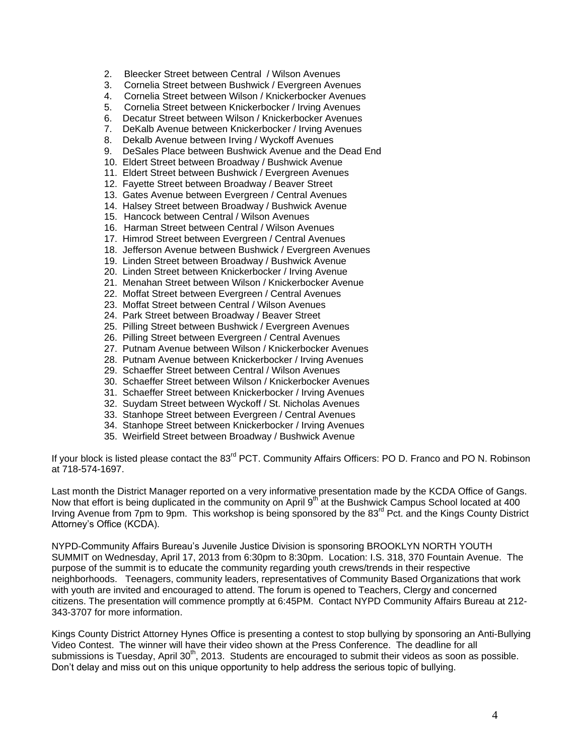2. Bleecker Street between Central / Wilson Avenues
3. Cornelia Street between Bushwick / Evergreen Avenues
4. Cornelia Street between Wilson / Knickerbocker Avenues
5. Cornelia Street between Knickerbocker / Irving Avenues
6. Decatur Street between Wilson / Knickerbocker Avenues
7. DeKalb Avenue between Knickerbocker / Irving Avenues
8. Dekalb Avenue between Irving / Wyckoff Avenues
9. DeSales Place between Bushwick Avenue and the Dead End
10. Eldert Street between Broadway / Bushwick Avenue
11. Eldert Street between Bushwick / Evergreen Avenues
12. Fayette Street between Broadway / Beaver Street
13. Gates Avenue between Evergreen / Central Avenues
14. Halsey Street between Broadway / Bushwick Avenue
15. Hancock between Central / Wilson Avenues
16. Harman Street between Central / Wilson Avenues
17. Himrod Street between Evergreen / Central Avenues
18. Jefferson Avenue between Bushwick / Evergreen Avenues
19. Linden Street between Broadway / Bushwick Avenue
20. Linden Street between Knickerbocker / Irving Avenue
21. Menahan Street between Wilson / Knickerbocker Avenue
22. Moffat Street between Evergreen / Central Avenues
23. Moffat Street between Central / Wilson Avenues
24. Park Street between Broadway / Beaver Street
25. Pilling Street between Bushwick / Evergreen Avenues
26. Pilling Street between Evergreen / Central Avenues
27. Putnam Avenue between Wilson / Knickerbocker Avenues
28. Putnam Avenue between Knickerbocker / Irving Avenues
29. Schaeffer Street between Central / Wilson Avenues
30. Schaeffer Street between Wilson / Knickerbocker Avenues
31. Schaeffer Street between Knickerbocker / Irving Avenues
32. Suydam Street between Wyckoff / St. Nicholas Avenues
33. Stanhope Street between Evergreen / Central Avenues
34. Stanhope Street between Knickerbocker / Irving Avenues
35. Weirfield Street between Broadway / Bushwick Avenue

If your block is listed please contact the 83rd PCT. Community Affairs Officers: PO D. Franco and PO N. Robinson at 718-574-1697.

Last month the District Manager reported on a very informative presentation made by the KCDA Office of Gangs. Now that effort is being duplicated in the community on April 9th at the Bushwick Campus School located at 400 Irving Avenue from 7pm to 9pm. This workshop is being sponsored by the 83rd Pct. and the Kings County District Attorney's Office (KCDA).

NYPD-Community Affairs Bureau's Juvenile Justice Division is sponsoring BROOKLYN NORTH YOUTH SUMMIT on Wednesday, April 17, 2013 from 6:30pm to 8:30pm. Location: I.S. 318, 370 Fountain Avenue. The purpose of the summit is to educate the community regarding youth crews/trends in their respective neighborhoods. Teenagers, community leaders, representatives of Community Based Organizations that work with youth are invited and encouraged to attend. The forum is opened to Teachers, Clergy and concerned citizens. The presentation will commence promptly at 6:45PM. Contact NYPD Community Affairs Bureau at 212-343-3707 for more information.

Kings County District Attorney Hynes Office is presenting a contest to stop bullying by sponsoring an Anti-Bullying Video Contest. The winner will have their video shown at the Press Conference. The deadline for all submissions is Tuesday, April 30th, 2013. Students are encouraged to submit their videos as soon as possible. Don't delay and miss out on this unique opportunity to help address the serious topic of bullying.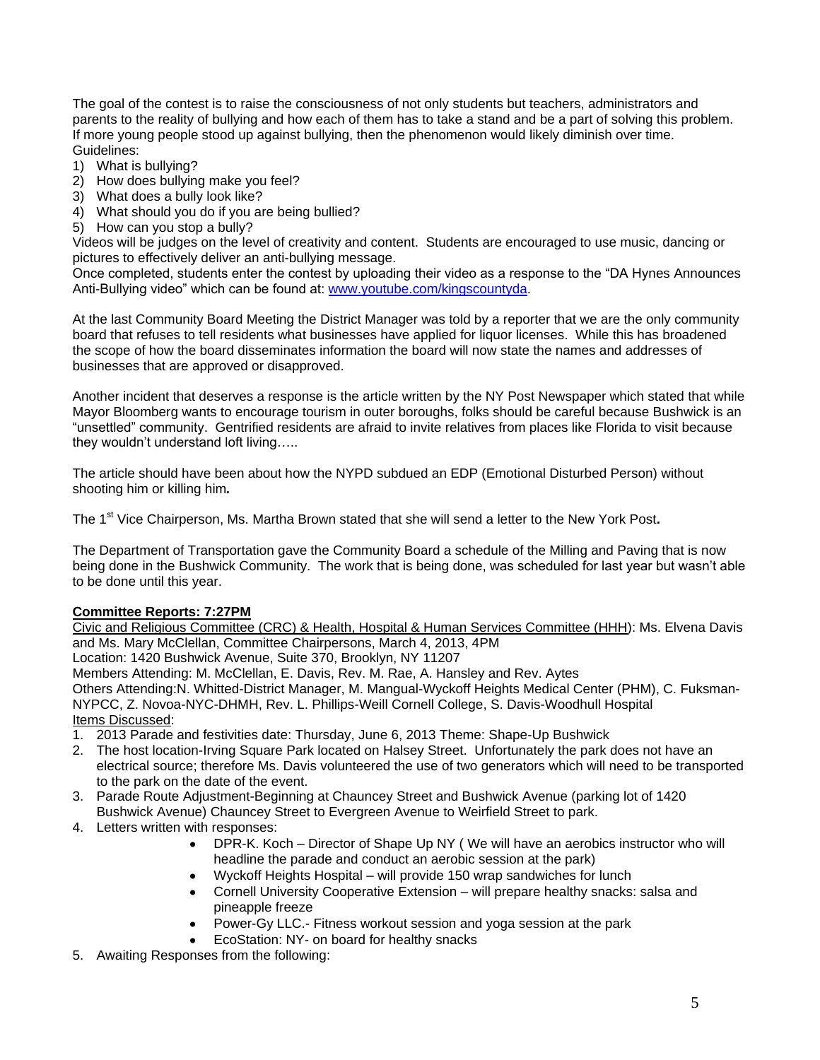The goal of the contest is to raise the consciousness of not only students but teachers, administrators and parents to the reality of bullying and how each of them has to take a stand and be a part of solving this problem. If more young people stood up against bullying, then the phenomenon would likely diminish over time.
Guidelines:

1) What is bullying?
2) How does bullying make you feel?
3) What does a bully look like?
4) What should you do if you are being bullied?
5) How can you stop a bully?

Videos will be judges on the level of creativity and content. Students are encouraged to use music, dancing or pictures to effectively deliver an anti-bullying message.
Once completed, students enter the contest by uploading their video as a response to the "DA Hynes Announces Anti-Bullying video" which can be found at: [www.youtube.com/kingscountyda](http://www.youtube.com/kingscountyda).

At the last Community Board Meeting the District Manager was told by a reporter that we are the only community board that refuses to tell residents what businesses have applied for liquor licenses. While this has broadened the scope of how the board disseminates information the board will now state the names and addresses of businesses that are approved or disapproved.

Another incident that deserves a response is the article written by the NY Post Newspaper which stated that while Mayor Bloomberg wants to encourage tourism in outer boroughs, folks should be careful because Bushwick is an "unsettled" community. Gentrified residents are afraid to invite relatives from places like Florida to visit because they wouldn't understand loft living…..

The article should have been about how the NYPD subdued an EDP (Emotional Disturbed Person) without shooting him or killing him.

The 1st Vice Chairperson, Ms. Martha Brown stated that she will send a letter to the New York Post.

The Department of Transportation gave the Community Board a schedule of the Milling and Paving that is now being done in the Bushwick Community. The work that is being done, was scheduled for last year but wasn't able to be done until this year.

**Committee Reports: 7:27PM**

Civic and Religious Committee (CRC) & Health, Hospital & Human Services Committee (HHH): Ms. Elvena Davis and Ms. Mary McClellan, Committee Chairpersons, March 4, 2013, 4PM
Location: 1420 Bushwick Avenue, Suite 370, Brooklyn, NY 11207
Members Attending: M. McClellan, E. Davis, Rev. M. Rae, A. Hansley and Rev. Aytes
Others Attending:N. Whitted-District Manager, M. Mangual-Wyckoff Heights Medical Center (PHM), C. Fuksman-NYPCC, Z. Novoa-NYC-DHMH, Rev. L. Phillips-Weill Cornell College, S. Davis-Woodhull Hospital
Items Discussed:

1. 2013 Parade and festivities date: Thursday, June 6, 2013 Theme: Shape-Up Bushwick
2. The host location-Irving Square Park located on Halsey Street. Unfortunately the park does not have an electrical source; therefore Ms. Davis volunteered the use of two generators which will need to be transported to the park on the date of the event.
3. Parade Route Adjustment-Beginning at Chauncey Street and Bushwick Avenue (parking lot of 1420 Bushwick Avenue) Chauncey Street to Evergreen Avenue to Weirfield Street to park.
4. Letters written with responses:
   - DPR-K. Koch – Director of Shape Up NY ( We will have an aerobics instructor who will headline the parade and conduct an aerobic session at the park)
   - Wyckoff Heights Hospital – will provide 150 wrap sandwiches for lunch
   - Cornell University Cooperative Extension – will prepare healthy snacks: salsa and pineapple freeze
   - Power-Gy LLC.- Fitness workout session and yoga session at the park
   - EcoStation: NY- on board for healthy snacks
5. Awaiting Responses from the following: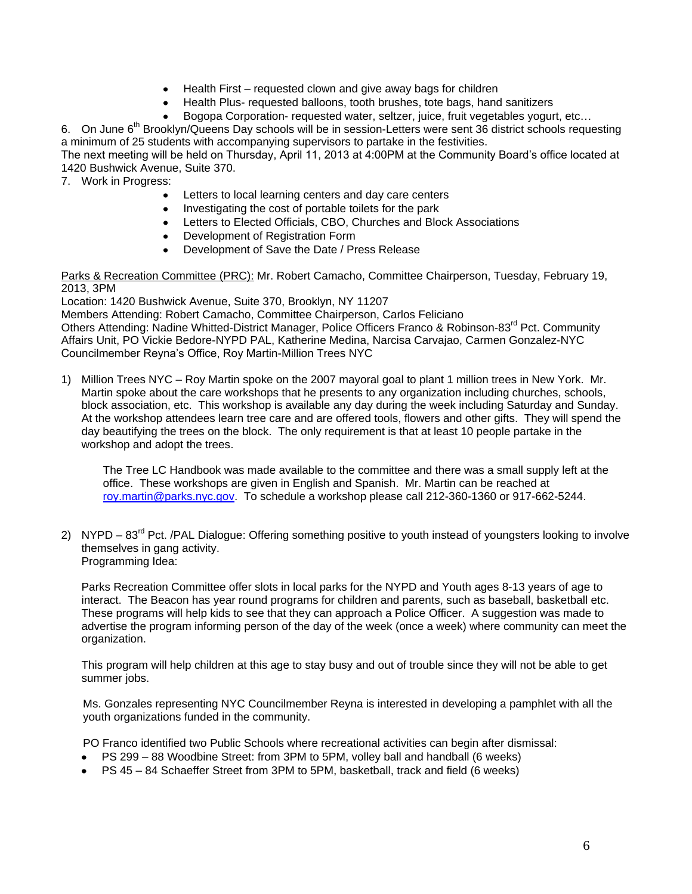- Health First – requested clown and give away bags for children
- Health Plus- requested balloons, tooth brushes, tote bags, hand sanitizers
- Bogopa Corporation- requested water, seltzer, juice, fruit vegetables yogurt, etc…

6. On June 6th Brooklyn/Queens Day schools will be in session-Letters were sent 36 district schools requesting a minimum of 25 students with accompanying supervisors to partake in the festivities.

The next meeting will be held on Thursday, April 11, 2013 at 4:00PM at the Community Board's office located at 1420 Bushwick Avenue, Suite 370.

7. Work in Progress:
   - Letters to local learning centers and day care centers
   - Investigating the cost of portable toilets for the park
   - Letters to Elected Officials, CBO, Churches and Block Associations
   - Development of Registration Form
   - Development of Save the Date / Press Release

Parks & Recreation Committee (PRC): Mr. Robert Camacho, Committee Chairperson, Tuesday, February 19, 2013, 3PM
Location: 1420 Bushwick Avenue, Suite 370, Brooklyn, NY 11207
Members Attending: Robert Camacho, Committee Chairperson, Carlos Feliciano
Others Attending: Nadine Whitted-District Manager, Police Officers Franco & Robinson-83rd Pct. Community Affairs Unit, PO Vickie Bedore-NYPD PAL, Katherine Medina, Narcisa Carvajao, Carmen Gonzalez-NYC Councilmember Reyna's Office, Roy Martin-Million Trees NYC

1) Million Trees NYC – Roy Martin spoke on the 2007 mayoral goal to plant 1 million trees in New York. Mr. Martin spoke about the care workshops that he presents to any organization including churches, schools, block association, etc. This workshop is available any day during the week including Saturday and Sunday. At the workshop attendees learn tree care and are offered tools, flowers and other gifts. They will spend the day beautifying the trees on the block. The only requirement is that at least 10 people partake in the workshop and adopt the trees.

   The Tree LC Handbook was made available to the committee and there was a small supply left at the office. These workshops are given in English and Spanish. Mr. Martin can be reached at roy.martin@parks.nyc.gov. To schedule a workshop please call 212-360-1360 or 917-662-5244.

2) NYPD – 83rd Pct. /PAL Dialogue: Offering something positive to youth instead of youngsters looking to involve themselves in gang activity.
   Programming Idea:

   Parks Recreation Committee offer slots in local parks for the NYPD and Youth ages 8-13 years of age to interact. The Beacon has year round programs for children and parents, such as baseball, basketball etc. These programs will help kids to see that they can approach a Police Officer. A suggestion was made to advertise the program informing person of the day of the week (once a week) where community can meet the organization.

   This program will help children at this age to stay busy and out of trouble since they will not be able to get summer jobs.

   Ms. Gonzales representing NYC Councilmember Reyna is interested in developing a pamphlet with all the youth organizations funded in the community.

   PO Franco identified two Public Schools where recreational activities can begin after dismissal:
   - PS 299 – 88 Woodbine Street: from 3PM to 5PM, volley ball and handball (6 weeks)
   - PS 45 – 84 Schaeffer Street from 3PM to 5PM, basketball, track and field (6 weeks)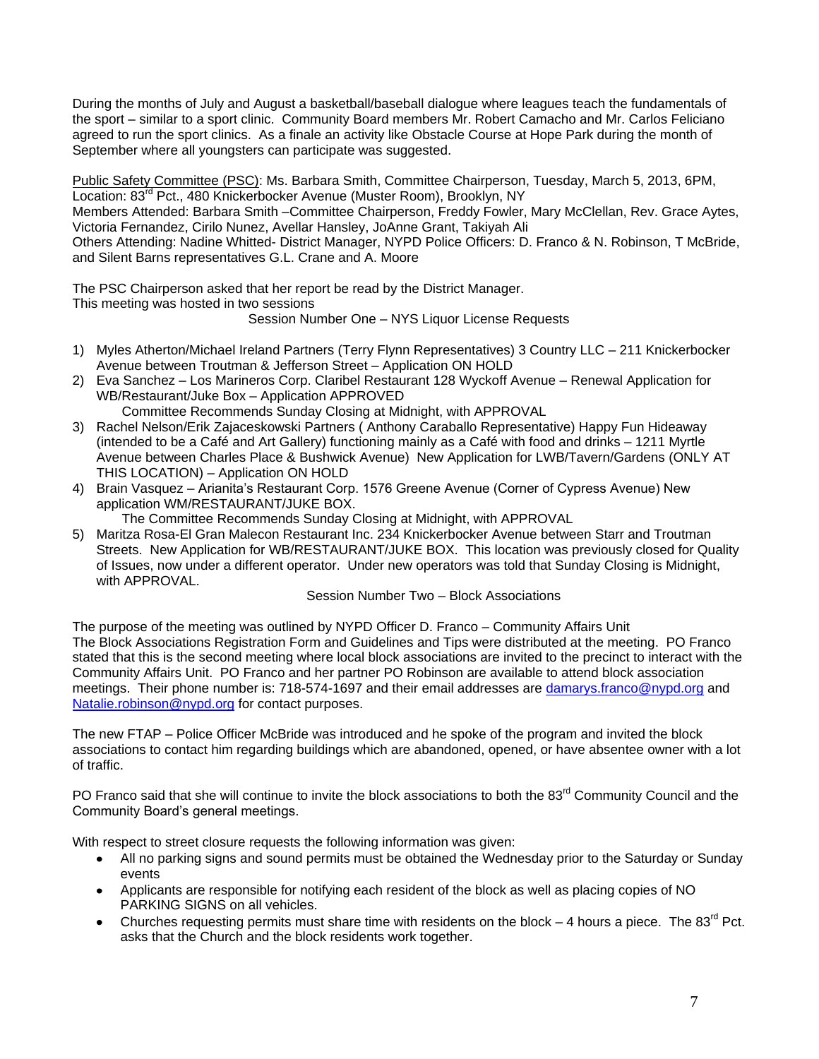During the months of July and August a basketball/baseball dialogue where leagues teach the fundamentals of the sport – similar to a sport clinic. Community Board members Mr. Robert Camacho and Mr. Carlos Feliciano agreed to run the sport clinics. As a finale an activity like Obstacle Course at Hope Park during the month of September where all youngsters can participate was suggested.

Public Safety Committee (PSC): Ms. Barbara Smith, Committee Chairperson, Tuesday, March 5, 2013, 6PM, Location: 83rd Pct., 480 Knickerbocker Avenue (Muster Room), Brooklyn, NY
Members Attended: Barbara Smith –Committee Chairperson, Freddy Fowler, Mary McClellan, Rev. Grace Aytes, Victoria Fernandez, Cirilo Nunez, Avellar Hansley, JoAnne Grant, Takiyah Ali
Others Attending: Nadine Whitted- District Manager, NYPD Police Officers: D. Franco & N. Robinson, T McBride, and Silent Barns representatives G.L. Crane and A. Moore

The PSC Chairperson asked that her report be read by the District Manager.
This meeting was hosted in two sessions

Session Number One – NYS Liquor License Requests

1) Myles Atherton/Michael Ireland Partners (Terry Flynn Representatives) 3 Country LLC – 211 Knickerbocker Avenue between Troutman & Jefferson Street – Application ON HOLD
2) Eva Sanchez – Los Marineros Corp. Claribel Restaurant 128 Wyckoff Avenue – Renewal Application for WB/Restaurant/Juke Box – Application APPROVED
   Committee Recommends Sunday Closing at Midnight, with APPROVAL
3) Rachel Nelson/Erik Zajaceskowski Partners ( Anthony Caraballo Representative) Happy Fun Hideaway (intended to be a Café and Art Gallery) functioning mainly as a Café with food and drinks – 1211 Myrtle Avenue between Charles Place & Bushwick Avenue) New Application for LWB/Tavern/Gardens (ONLY AT THIS LOCATION) – Application ON HOLD
4) Brain Vasquez – Arianita's Restaurant Corp. 1576 Greene Avenue (Corner of Cypress Avenue) New application WM/RESTAURANT/JUKE BOX.
   The Committee Recommends Sunday Closing at Midnight, with APPROVAL
5) Maritza Rosa-El Gran Malecon Restaurant Inc. 234 Knickerbocker Avenue between Starr and Troutman Streets. New Application for WB/RESTAURANT/JUKE BOX. This location was previously closed for Quality of Issues, now under a different operator. Under new operators was told that Sunday Closing is Midnight, with APPROVAL.

Session Number Two – Block Associations

The purpose of the meeting was outlined by NYPD Officer D. Franco – Community Affairs Unit
The Block Associations Registration Form and Guidelines and Tips were distributed at the meeting. PO Franco stated that this is the second meeting where local block associations are invited to the precinct to interact with the Community Affairs Unit. PO Franco and her partner PO Robinson are available to attend block association meetings. Their phone number is: 718-574-1697 and their email addresses are damarys.franco@nypd.org and Natalie.robinson@nypd.org for contact purposes.

The new FTAP – Police Officer McBride was introduced and he spoke of the program and invited the block associations to contact him regarding buildings which are abandoned, opened, or have absentee owner with a lot of traffic.

PO Franco said that she will continue to invite the block associations to both the 83rd Community Council and the Community Board's general meetings.

With respect to street closure requests the following information was given:

- All no parking signs and sound permits must be obtained the Wednesday prior to the Saturday or Sunday events
- Applicants are responsible for notifying each resident of the block as well as placing copies of NO PARKING SIGNS on all vehicles.
- Churches requesting permits must share time with residents on the block – 4 hours a piece. The 83rd Pct. asks that the Church and the block residents work together.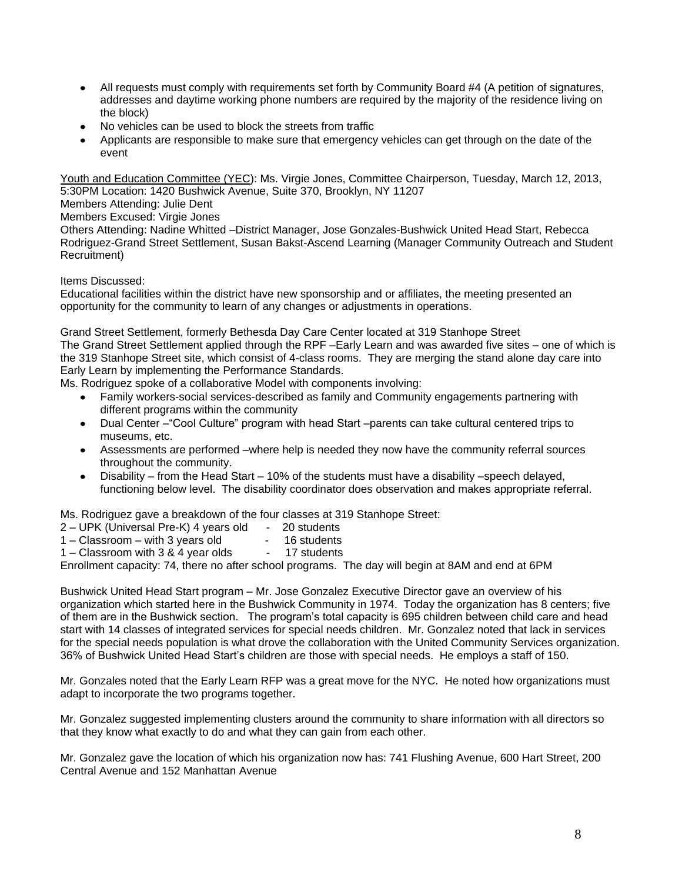- All requests must comply with requirements set forth by Community Board #4 (A petition of signatures, addresses and daytime working phone numbers are required by the majority of the residence living on the block)
- No vehicles can be used to block the streets from traffic
- Applicants are responsible to make sure that emergency vehicles can get through on the date of the event

<u>Youth and Education Committee (YEC)</u>: Ms. Virgie Jones, Committee Chairperson, Tuesday, March 12, 2013, 5:30PM Location: 1420 Bushwick Avenue, Suite 370, Brooklyn, NY 11207
Members Attending: Julie Dent
Members Excused: Virgie Jones
Others Attending: Nadine Whitted –District Manager, Jose Gonzales-Bushwick United Head Start, Rebecca Rodriguez-Grand Street Settlement, Susan Bakst-Ascend Learning (Manager Community Outreach and Student Recruitment)

Items Discussed:
Educational facilities within the district have new sponsorship and or affiliates, the meeting presented an opportunity for the community to learn of any changes or adjustments in operations.

Grand Street Settlement, formerly Bethesda Day Care Center located at 319 Stanhope Street
The Grand Street Settlement applied through the RPF –Early Learn and was awarded five sites – one of which is the 319 Stanhope Street site, which consist of 4-class rooms. They are merging the stand alone day care into Early Learn by implementing the Performance Standards.
Ms. Rodriguez spoke of a collaborative Model with components involving:

- Family workers-social services-described as family and Community engagements partnering with different programs within the community
- Dual Center –"Cool Culture" program with head Start –parents can take cultural centered trips to museums, etc.
- Assessments are performed –where help is needed they now have the community referral sources throughout the community.
- Disability – from the Head Start – 10% of the students must have a disability –speech delayed, functioning below level. The disability coordinator does observation and makes appropriate referral.

Ms. Rodriguez gave a breakdown of the four classes at 319 Stanhope Street:
2 – UPK (Universal Pre-K) 4 years old - 20 students
1 – Classroom – with 3 years old - 16 students
1 – Classroom with 3 & 4 year olds - 17 students
Enrollment capacity: 74, there no after school programs. The day will begin at 8AM and end at 6PM

Bushwick United Head Start program – Mr. Jose Gonzalez Executive Director gave an overview of his organization which started here in the Bushwick Community in 1974. Today the organization has 8 centers; five of them are in the Bushwick section. The program's total capacity is 695 children between child care and head start with 14 classes of integrated services for special needs children. Mr. Gonzalez noted that lack in services for the special needs population is what drove the collaboration with the United Community Services organization. 36% of Bushwick United Head Start's children are those with special needs. He employs a staff of 150.

Mr. Gonzales noted that the Early Learn RFP was a great move for the NYC. He noted how organizations must adapt to incorporate the two programs together.

Mr. Gonzalez suggested implementing clusters around the community to share information with all directors so that they know what exactly to do and what they can gain from each other.

Mr. Gonzalez gave the location of which his organization now has: 741 Flushing Avenue, 600 Hart Street, 200 Central Avenue and 152 Manhattan Avenue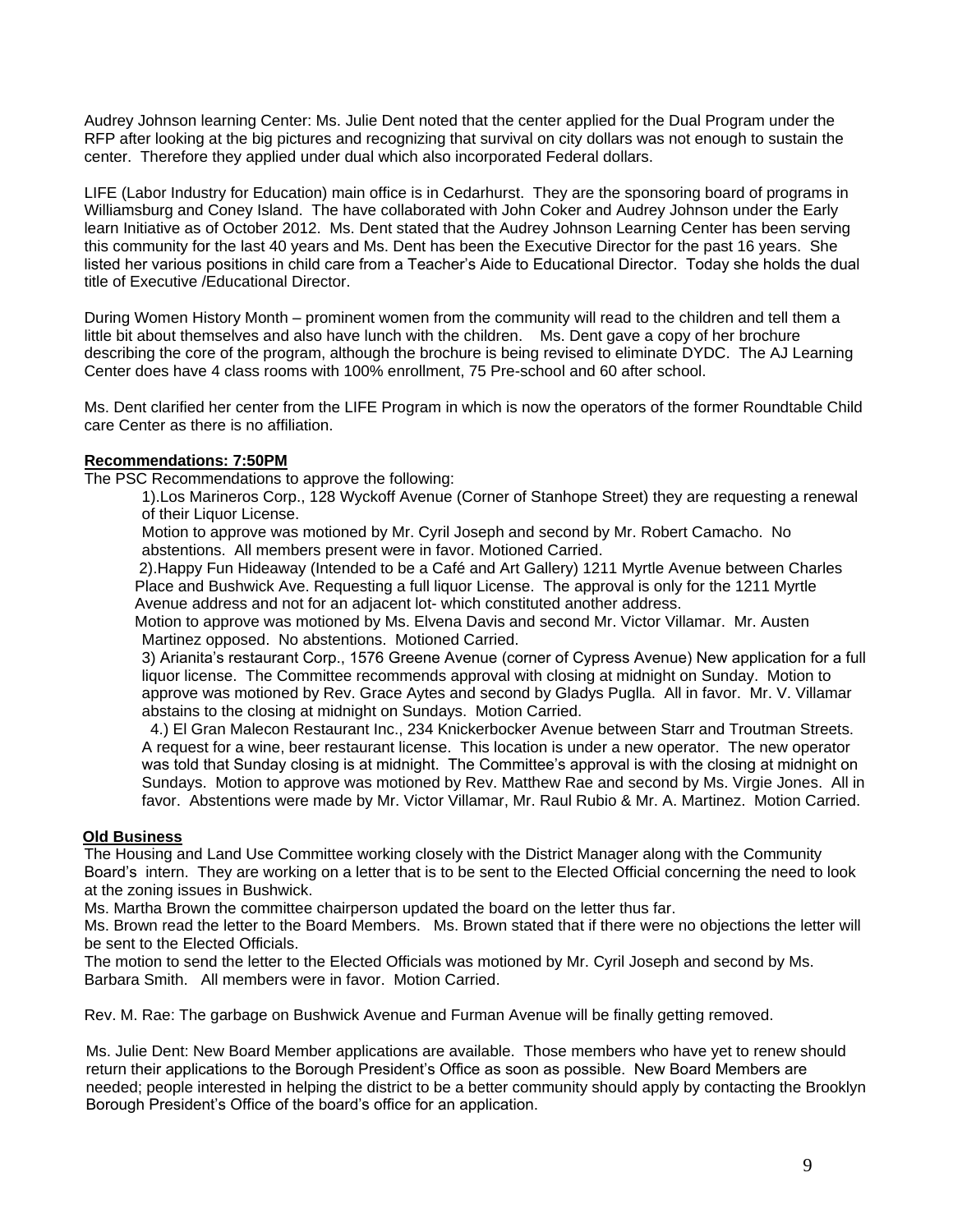Audrey Johnson learning Center: Ms. Julie Dent noted that the center applied for the Dual Program under the RFP after looking at the big pictures and recognizing that survival on city dollars was not enough to sustain the center. Therefore they applied under dual which also incorporated Federal dollars.

LIFE (Labor Industry for Education) main office is in Cedarhurst. They are the sponsoring board of programs in Williamsburg and Coney Island. The have collaborated with John Coker and Audrey Johnson under the Early learn Initiative as of October 2012. Ms. Dent stated that the Audrey Johnson Learning Center has been serving this community for the last 40 years and Ms. Dent has been the Executive Director for the past 16 years. She listed her various positions in child care from a Teacher's Aide to Educational Director. Today she holds the dual title of Executive /Educational Director.

During Women History Month – prominent women from the community will read to the children and tell them a little bit about themselves and also have lunch with the children. Ms. Dent gave a copy of her brochure describing the core of the program, although the brochure is being revised to eliminate DYDC. The AJ Learning Center does have 4 class rooms with 100% enrollment, 75 Pre-school and 60 after school.

Ms. Dent clarified her center from the LIFE Program in which is now the operators of the former Roundtable Child care Center as there is no affiliation.

**Recommendations: 7:50PM**

The PSC Recommendations to approve the following:

1).Los Marineros Corp., 128 Wyckoff Avenue (Corner of Stanhope Street) they are requesting a renewal of their Liquor License.
Motion to approve was motioned by Mr. Cyril Joseph and second by Mr. Robert Camacho. No abstentions. All members present were in favor. Motioned Carried.

2).Happy Fun Hideaway (Intended to be a Café and Art Gallery) 1211 Myrtle Avenue between Charles Place and Bushwick Ave. Requesting a full liquor License. The approval is only for the 1211 Myrtle Avenue address and not for an adjacent lot- which constituted another address.
Motion to approve was motioned by Ms. Elvena Davis and second Mr. Victor Villamar. Mr. Austen Martinez opposed. No abstentions. Motioned Carried.

3) Arianita's restaurant Corp., 1576 Greene Avenue (corner of Cypress Avenue) New application for a full liquor license. The Committee recommends approval with closing at midnight on Sunday. Motion to approve was motioned by Rev. Grace Aytes and second by Gladys Puglla. All in favor. Mr. V. Villamar abstains to the closing at midnight on Sundays. Motion Carried.

4.) El Gran Malecon Restaurant Inc., 234 Knickerbocker Avenue between Starr and Troutman Streets. A request for a wine, beer restaurant license. This location is under a new operator. The new operator was told that Sunday closing is at midnight. The Committee's approval is with the closing at midnight on Sundays. Motion to approve was motioned by Rev. Matthew Rae and second by Ms. Virgie Jones. All in favor. Abstentions were made by Mr. Victor Villamar, Mr. Raul Rubio & Mr. A. Martinez. Motion Carried.

**Old Business**

The Housing and Land Use Committee working closely with the District Manager along with the Community Board's intern. They are working on a letter that is to be sent to the Elected Official concerning the need to look at the zoning issues in Bushwick.

Ms. Martha Brown the committee chairperson updated the board on the letter thus far.

Ms. Brown read the letter to the Board Members. Ms. Brown stated that if there were no objections the letter will be sent to the Elected Officials.

The motion to send the letter to the Elected Officials was motioned by Mr. Cyril Joseph and second by Ms. Barbara Smith. All members were in favor. Motion Carried.

Rev. M. Rae: The garbage on Bushwick Avenue and Furman Avenue will be finally getting removed.

Ms. Julie Dent: New Board Member applications are available. Those members who have yet to renew should return their applications to the Borough President's Office as soon as possible. New Board Members are needed; people interested in helping the district to be a better community should apply by contacting the Brooklyn Borough President's Office of the board's office for an application.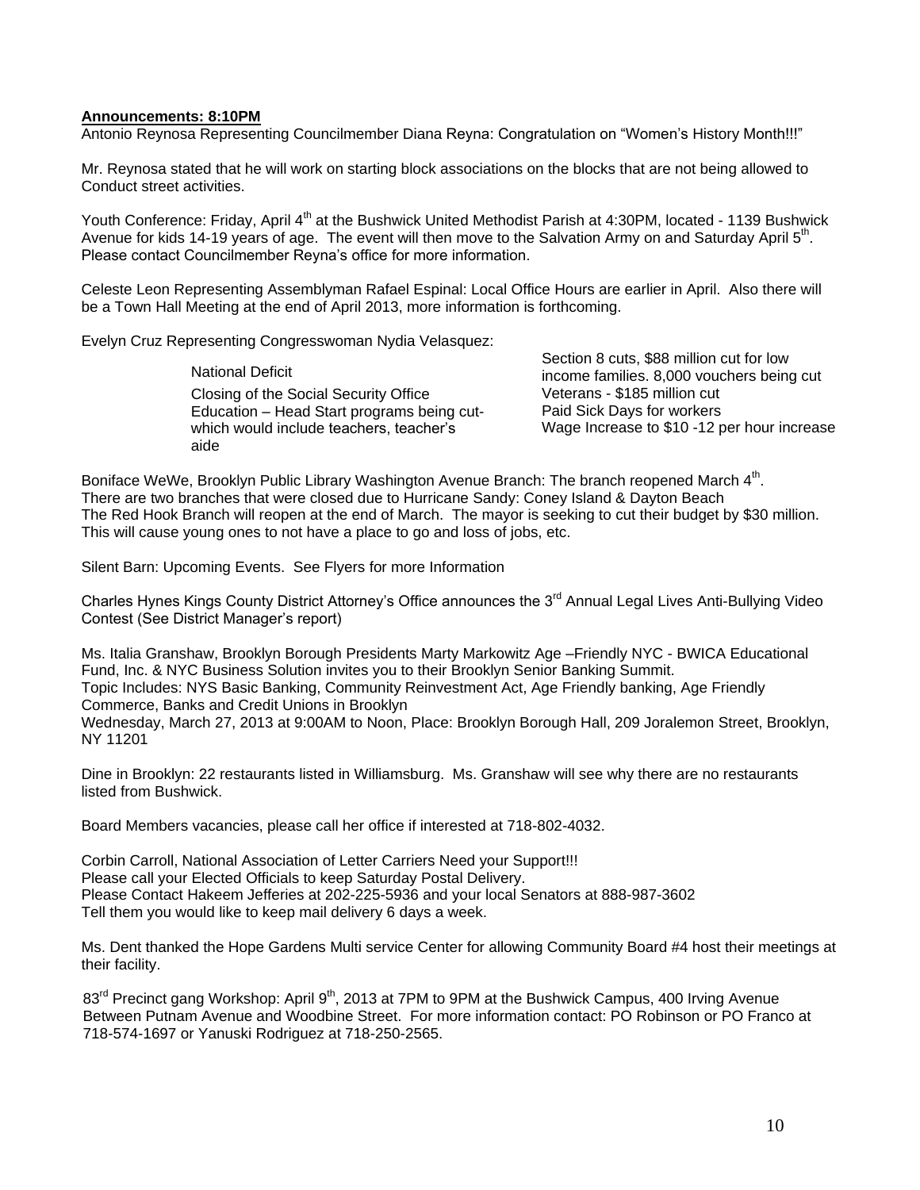**Announcements: 8:10PM**

Antonio Reynosa Representing Councilmember Diana Reyna: Congratulation on "Women's History Month!!!"

Mr. Reynosa stated that he will work on starting block associations on the blocks that are not being allowed to Conduct street activities.

Youth Conference: Friday, April 4th at the Bushwick United Methodist Parish at 4:30PM, located - 1139 Bushwick Avenue for kids 14-19 years of age. The event will then move to the Salvation Army on and Saturday April 5th. Please contact Councilmember Reyna's office for more information.

Celeste Leon Representing Assemblyman Rafael Espinal: Local Office Hours are earlier in April. Also there will be a Town Hall Meeting at the end of April 2013, more information is forthcoming.

Evelyn Cruz Representing Congresswoman Nydia Velasquez:

National Deficit
Closing of the Social Security Office
Education – Head Start programs being cut- which would include teachers, teacher's aide
Section 8 cuts, $88 million cut for low income families. 8,000 vouchers being cut
Veterans - $185 million cut
Paid Sick Days for workers
Wage Increase to $10 -12 per hour increase

Boniface WeWe, Brooklyn Public Library Washington Avenue Branch: The branch reopened March 4th.
There are two branches that were closed due to Hurricane Sandy: Coney Island & Dayton Beach
The Red Hook Branch will reopen at the end of March. The mayor is seeking to cut their budget by $30 million. This will cause young ones to not have a place to go and loss of jobs, etc.

Silent Barn: Upcoming Events. See Flyers for more Information

Charles Hynes Kings County District Attorney's Office announces the 3rd Annual Legal Lives Anti-Bullying Video Contest (See District Manager's report)

Ms. Italia Granshaw, Brooklyn Borough Presidents Marty Markowitz Age –Friendly NYC - BWICA Educational Fund, Inc. & NYC Business Solution invites you to their Brooklyn Senior Banking Summit.
Topic Includes: NYS Basic Banking, Community Reinvestment Act, Age Friendly banking, Age Friendly Commerce, Banks and Credit Unions in Brooklyn
Wednesday, March 27, 2013 at 9:00AM to Noon, Place: Brooklyn Borough Hall, 209 Joralemon Street, Brooklyn, NY 11201

Dine in Brooklyn: 22 restaurants listed in Williamsburg. Ms. Granshaw will see why there are no restaurants listed from Bushwick.

Board Members vacancies, please call her office if interested at 718-802-4032.

Corbin Carroll, National Association of Letter Carriers Need your Support!!!
Please call your Elected Officials to keep Saturday Postal Delivery.
Please Contact Hakeem Jefferies at 202-225-5936 and your local Senators at 888-987-3602
Tell them you would like to keep mail delivery 6 days a week.

Ms. Dent thanked the Hope Gardens Multi service Center for allowing Community Board #4 host their meetings at their facility.

83rd Precinct gang Workshop: April 9th, 2013 at 7PM to 9PM at the Bushwick Campus, 400 Irving Avenue Between Putnam Avenue and Woodbine Street. For more information contact: PO Robinson or PO Franco at 718-574-1697 or Yanuski Rodriguez at 718-250-2565.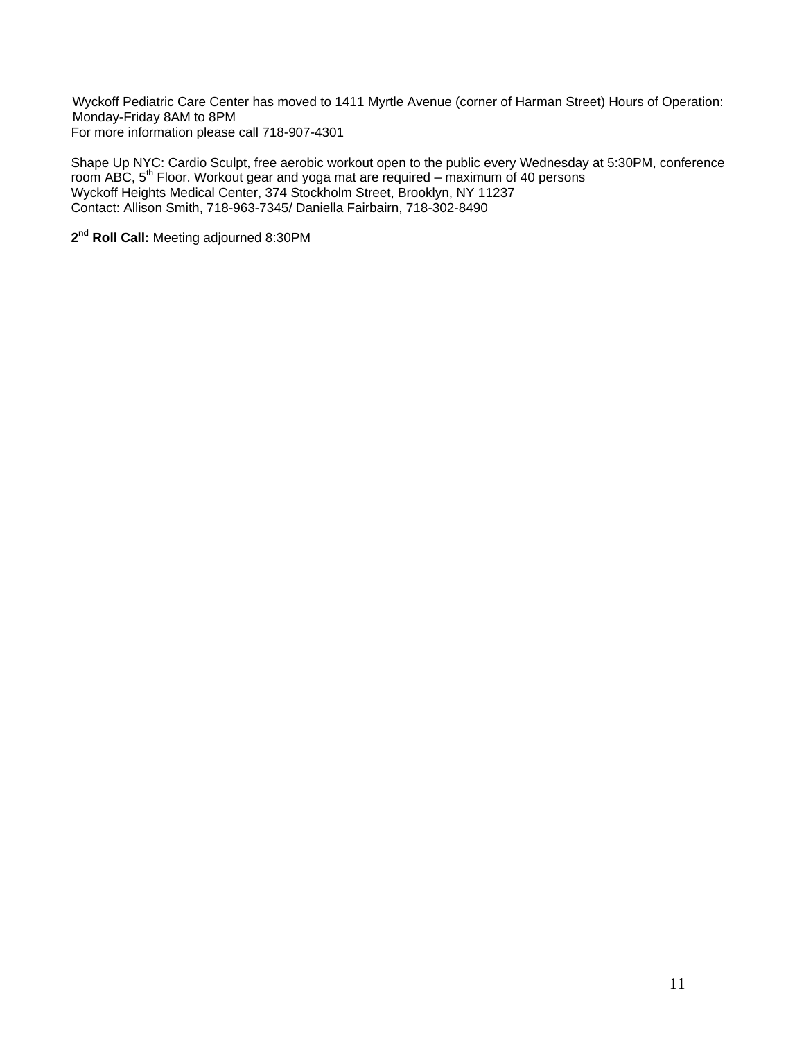Wyckoff Pediatric Care Center has moved to 1411 Myrtle Avenue (corner of Harman Street) Hours of Operation: Monday-Friday 8AM to 8PM
For more information please call 718-907-4301

Shape Up NYC: Cardio Sculpt, free aerobic workout open to the public every Wednesday at 5:30PM, conference room ABC, 5th Floor. Workout gear and yoga mat are required – maximum of 40 persons
Wyckoff Heights Medical Center, 374 Stockholm Street, Brooklyn, NY 11237
Contact: Allison Smith, 718-963-7345/ Daniella Fairbairn, 718-302-8490

**2nd Roll Call:** Meeting adjourned 8:30PM